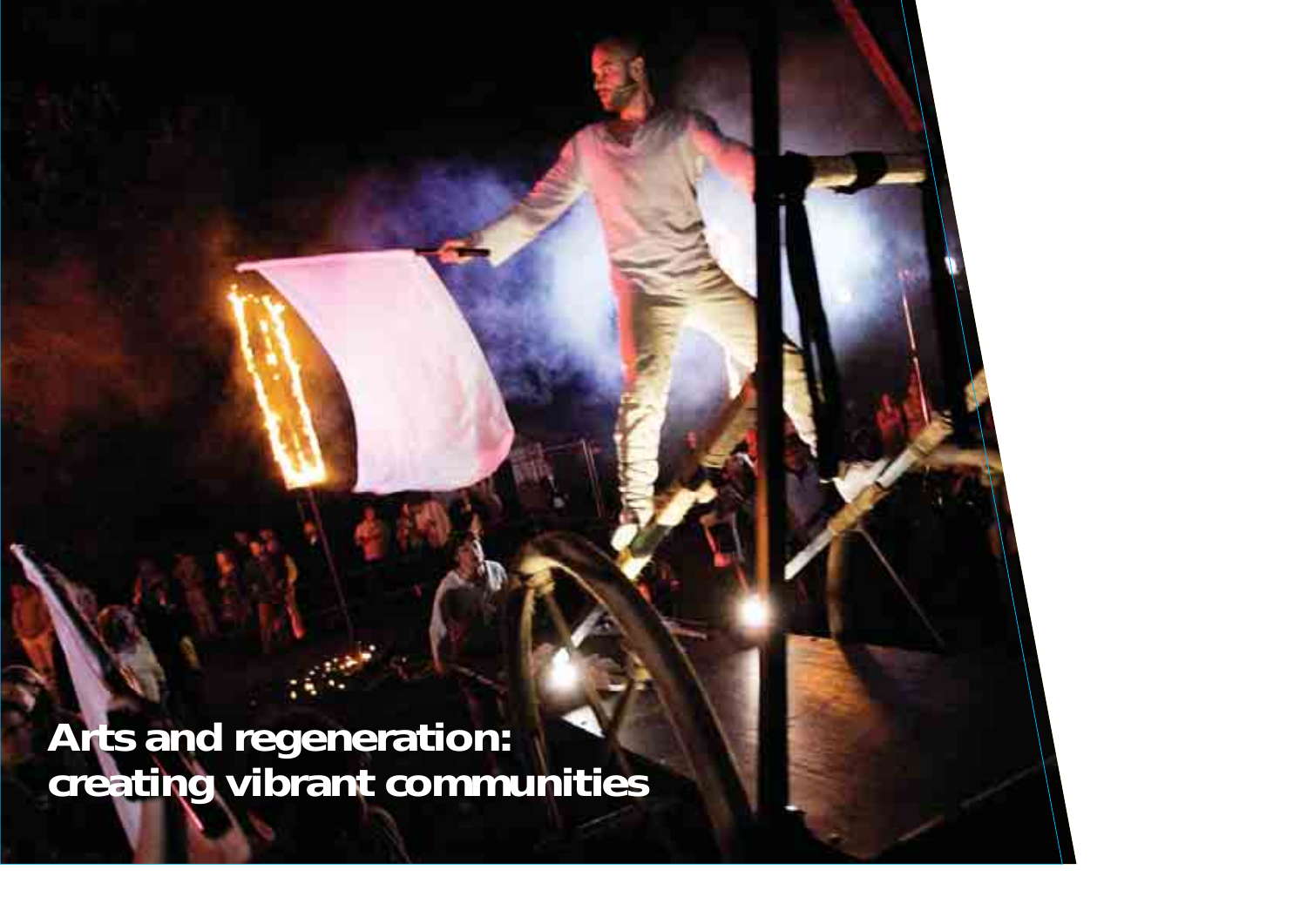# Arts and regeneration: creating vibrant communities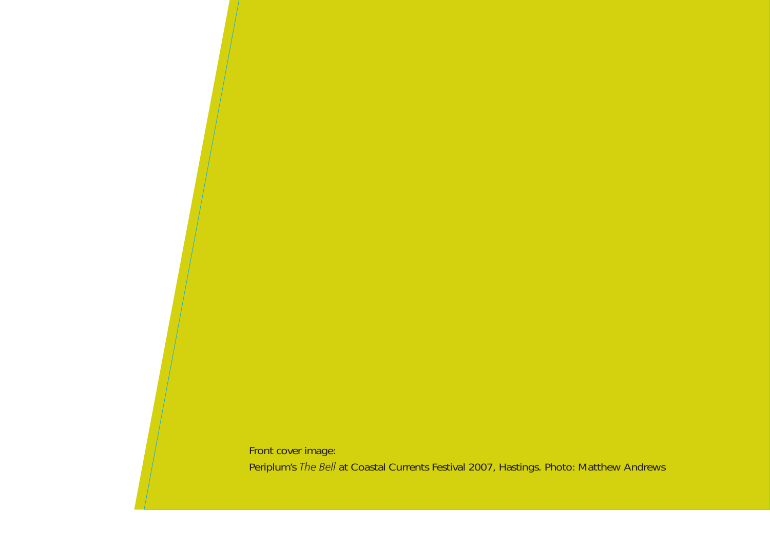Front cover image:

Periplum's *The Bell* at Coastal Currents Festival 2007, Hastings. Photo: Matthew Andrews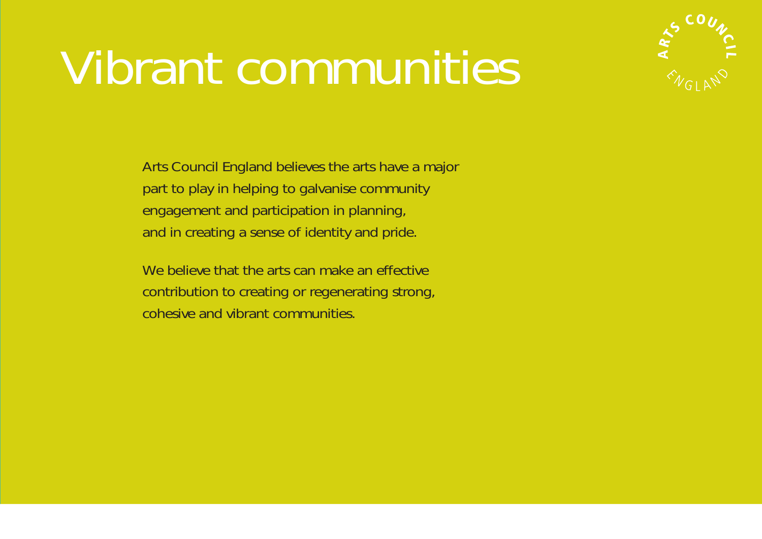# Vibrant communities

Arts Council England believes the arts have a major part to play in helping to galvanise community engagement and participation in planning, and in creating a sense of identity and pride.

We believe that the arts can make an effective contribution to creating or regenerating strong, cohesive and vibrant communities.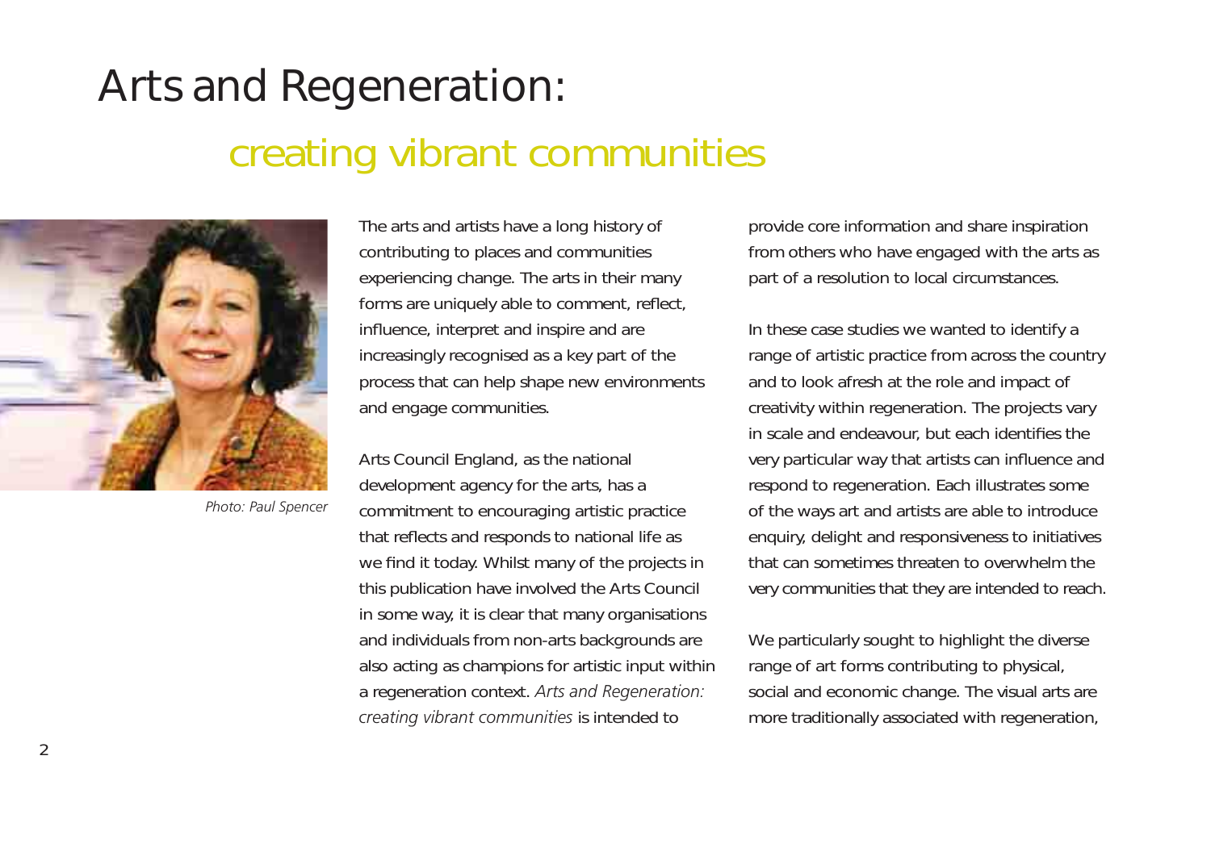# Arts and Regeneration:

## creating vibrant communities

*Photo: Paul Spencer*

The arts and artists have a long history of contributing to places and communities experiencing change. The arts in their many forms are uniquely able to comment, reflect, influence, interpret and inspire and are increasingly recognised as a key part of the process that can help shape new environments and engage communities.

Arts Council England, as the national development agency for the arts, has a commitment to encouraging artistic practice that reflects and responds to national life as we find it today. Whilst many of the projects in this publication have involved the Arts Council in some way, it is clear that many organisations and individuals from non-arts backgrounds are also acting as champions for artistic input within a regeneration context. *Arts and Regeneration: creating vibrant communities* is intended to provide core information and share inspiration from others who have engaged with the arts as part of a resolution to local circumstances.

In these case studies we wanted to identify a range of artistic practice from across the country and to look afresh at the role and impact of creativity within regeneration. The projects vary in scale and endeavour, but each identifies the very particular way that artists can influence and respond to regeneration. Each illustrates some of the ways art and artists are able to introduce enquiry, delight and responsiveness to initiatives that can sometimes threaten to overwhelm the very communities that they are intended to reach.

We particularly sought to highlight the diverse range of art forms contributing to physical, social and economic change. The visual arts are more traditionally associated with regeneration,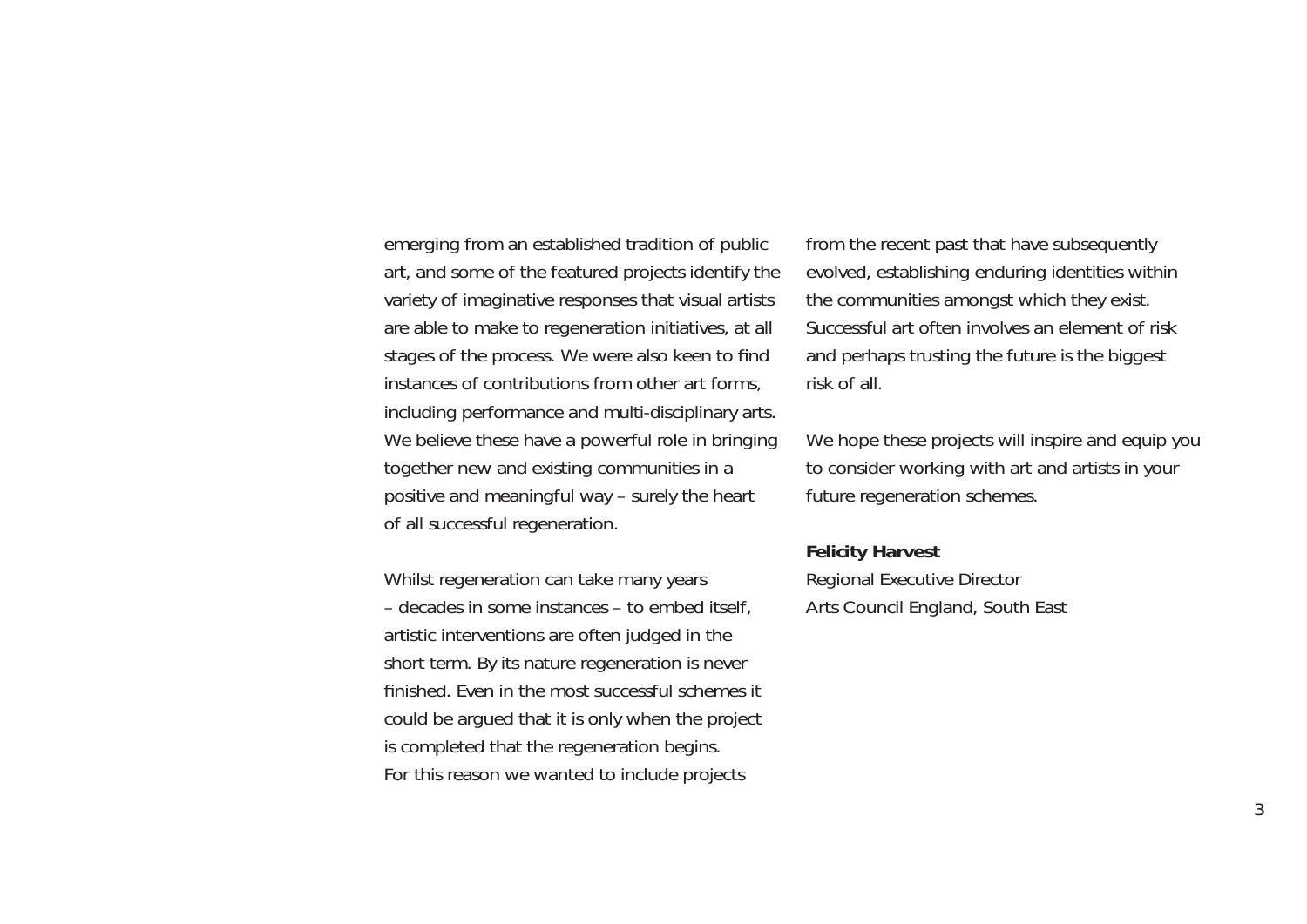emerging from an established tradition of public art, and some of the featured projects identify the variety of imaginative responses that visual artists are able to make to regeneration initiatives, at all stages of the process. We were also keen to find instances of contributions from other art forms, including performance and multi-disciplinary arts. We believe these have a powerful role in bringing together new and existing communities in a positive and meaningful way – surely the heart of all successful regeneration.

Whilst regeneration can take many years – decades in some instances – to embed itself, artistic interventions are often judged in the short term. By its nature regeneration is never finished. Even in the most successful schemes it could be argued that it is only when the project is completed that the regeneration begins. For this reason we wanted to include projects from the recent past that have subsequently evolved, establishing enduring identities within the communities amongst which they exist. Successful art often involves an element of risk and perhaps trusting the future is the biggest risk of all.

We hope these projects will inspire and equip you to consider working with art and artists in your future regeneration schemes.

**Felicity Harvest**
Regional Executive Director
Arts Council England, South East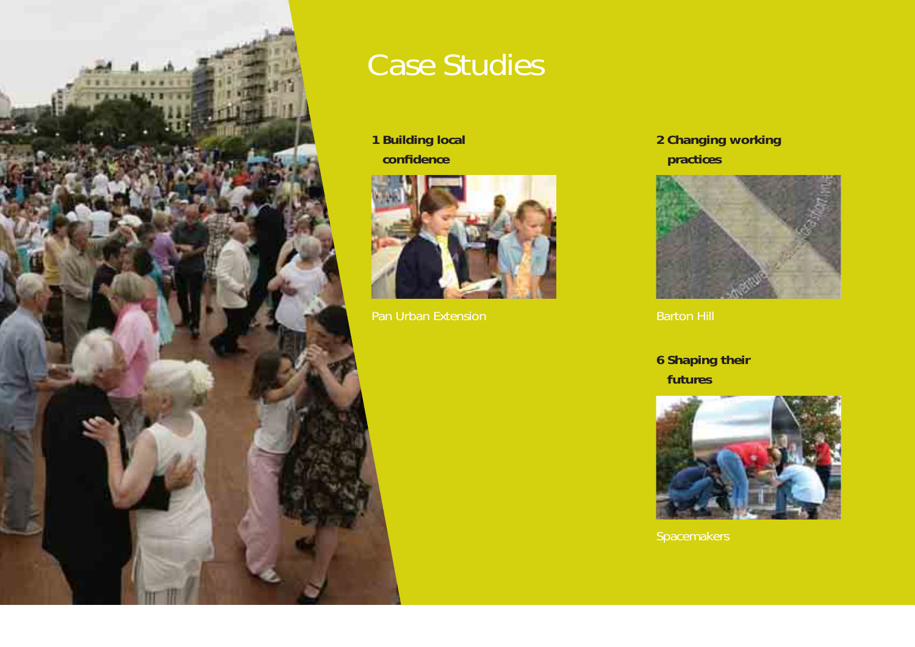# Case Studies

## 1 Building local confidence

Pan Urban Extension

## 2 Changing working practices

Barton Hill

## 6 Shaping their futures

Spacemakers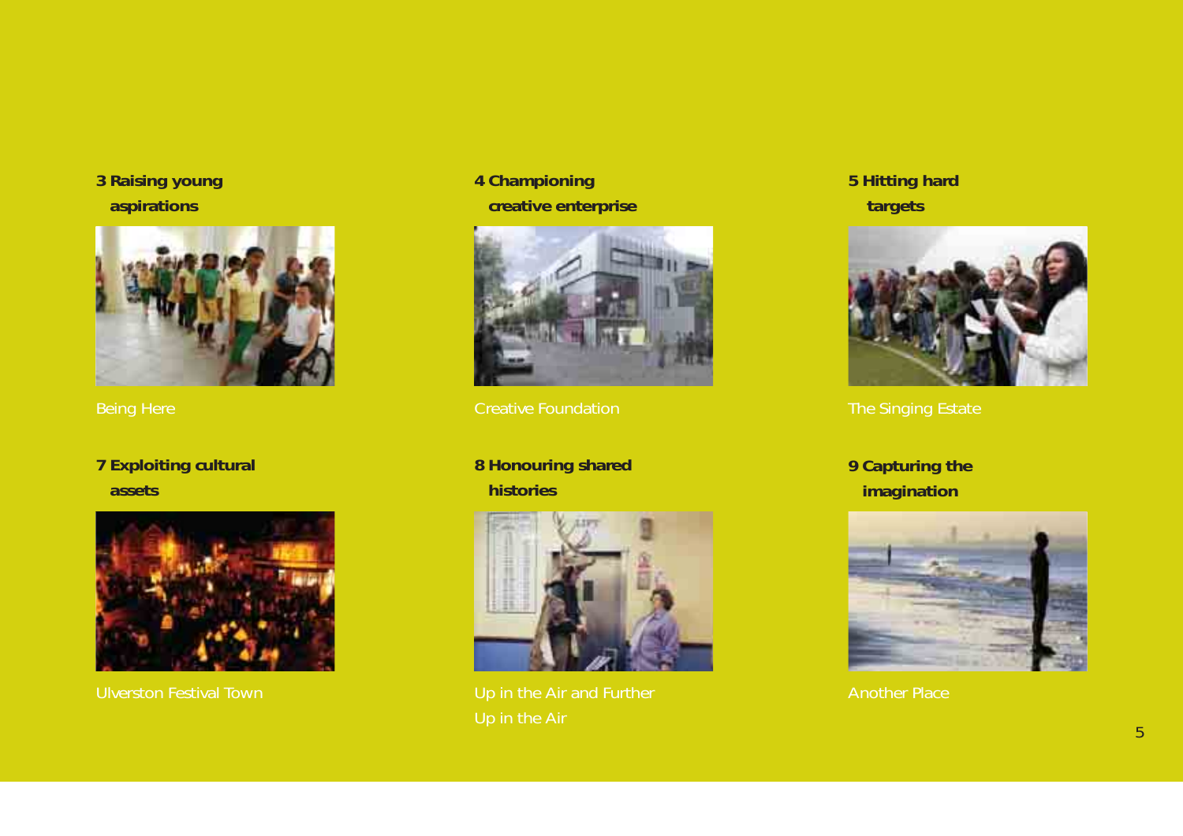### 3 Raising young aspirations

Being Here

### 4 Championing creative enterprise

Creative Foundation

### 5 Hitting hard targets

The Singing Estate

### 7 Exploiting cultural assets

Ulverston Festival Town

### 8 Honouring shared histories

Up in the Air and Further Up in the Air

### 9 Capturing the imagination

Another Place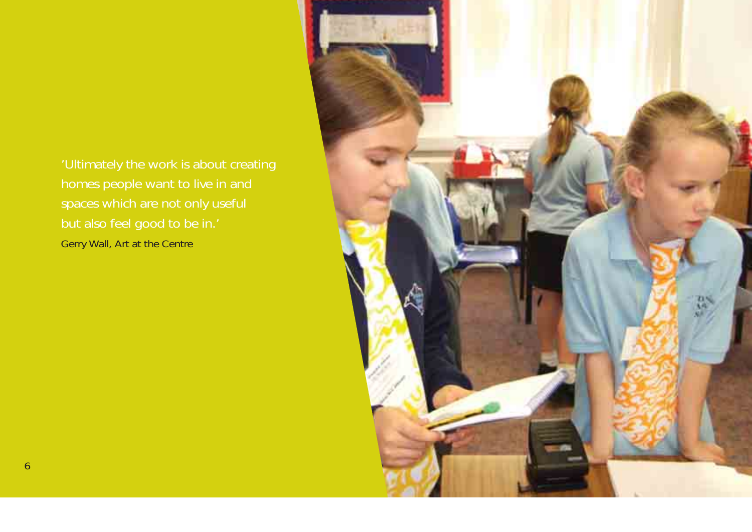'Ultimately the work is about creating homes people want to live in and spaces which are not only useful but also feel good to be in.'

Gerry Wall, Art at the Centre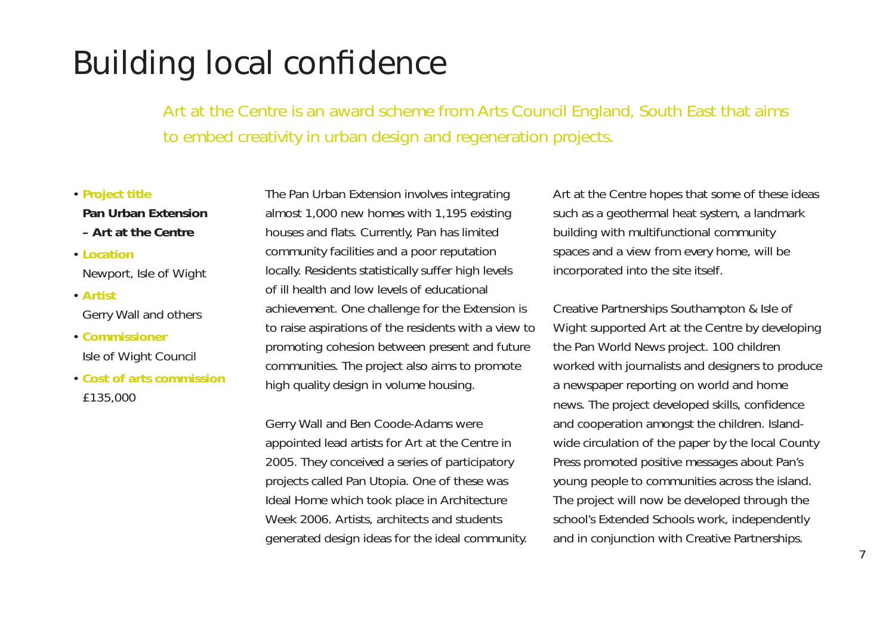# Building local confidence

Art at the Centre is an award scheme from Arts Council England, South East that aims to embed creativity in urban design and regeneration projects.

- **Project title**
  **Pan Urban Extension – Art at the Centre**
- **Location**
  Newport, Isle of Wight
- **Artist**
  Gerry Wall and others
- **Commissioner**
  Isle of Wight Council
- **Cost of arts commission**
  £135,000

The Pan Urban Extension involves integrating almost 1,000 new homes with 1,195 existing houses and flats. Currently, Pan has limited community facilities and a poor reputation locally. Residents statistically suffer high levels of ill health and low levels of educational achievement. One challenge for the Extension is to raise aspirations of the residents with a view to promoting cohesion between present and future communities. The project also aims to promote high quality design in volume housing.

Gerry Wall and Ben Coode-Adams were appointed lead artists for Art at the Centre in 2005. They conceived a series of participatory projects called Pan Utopia. One of these was Ideal Home which took place in Architecture Week 2006. Artists, architects and students generated design ideas for the ideal community.

Art at the Centre hopes that some of these ideas such as a geothermal heat system, a landmark building with multifunctional community spaces and a view from every home, will be incorporated into the site itself.

Creative Partnerships Southampton & Isle of Wight supported Art at the Centre by developing the Pan World News project. 100 children worked with journalists and designers to produce a newspaper reporting on world and home news. The project developed skills, confidence and cooperation amongst the children. Island-wide circulation of the paper by the local County Press promoted positive messages about Pan's young people to communities across the island. The project will now be developed through the school's Extended Schools work, independently and in conjunction with Creative Partnerships.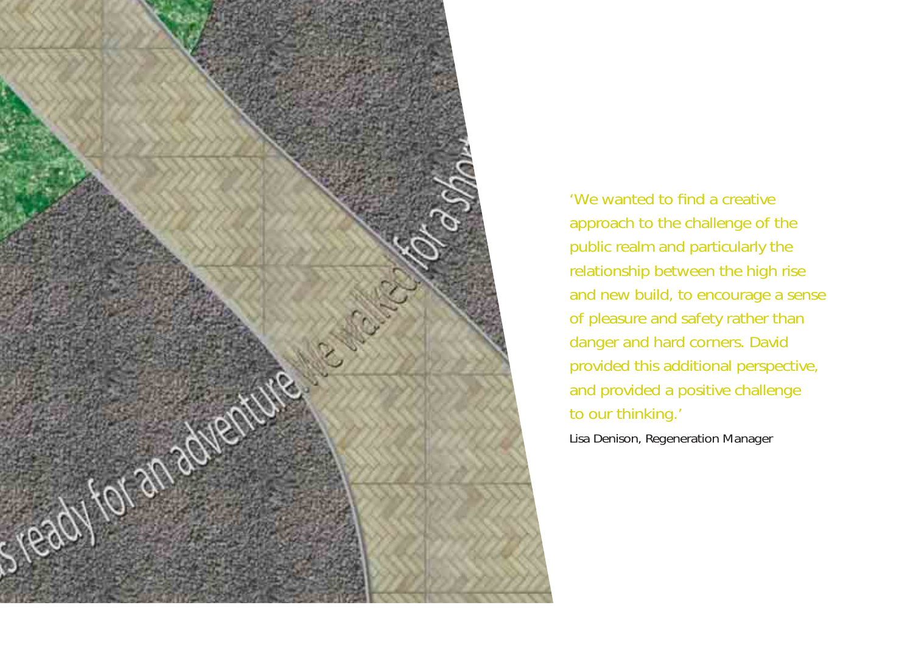'We wanted to find a creative approach to the challenge of the public realm and particularly the relationship between the high rise and new build, to encourage a sense of pleasure and safety rather than danger and hard corners. David provided this additional perspective, and provided a positive challenge to our thinking.'

Lisa Denison, Regeneration Manager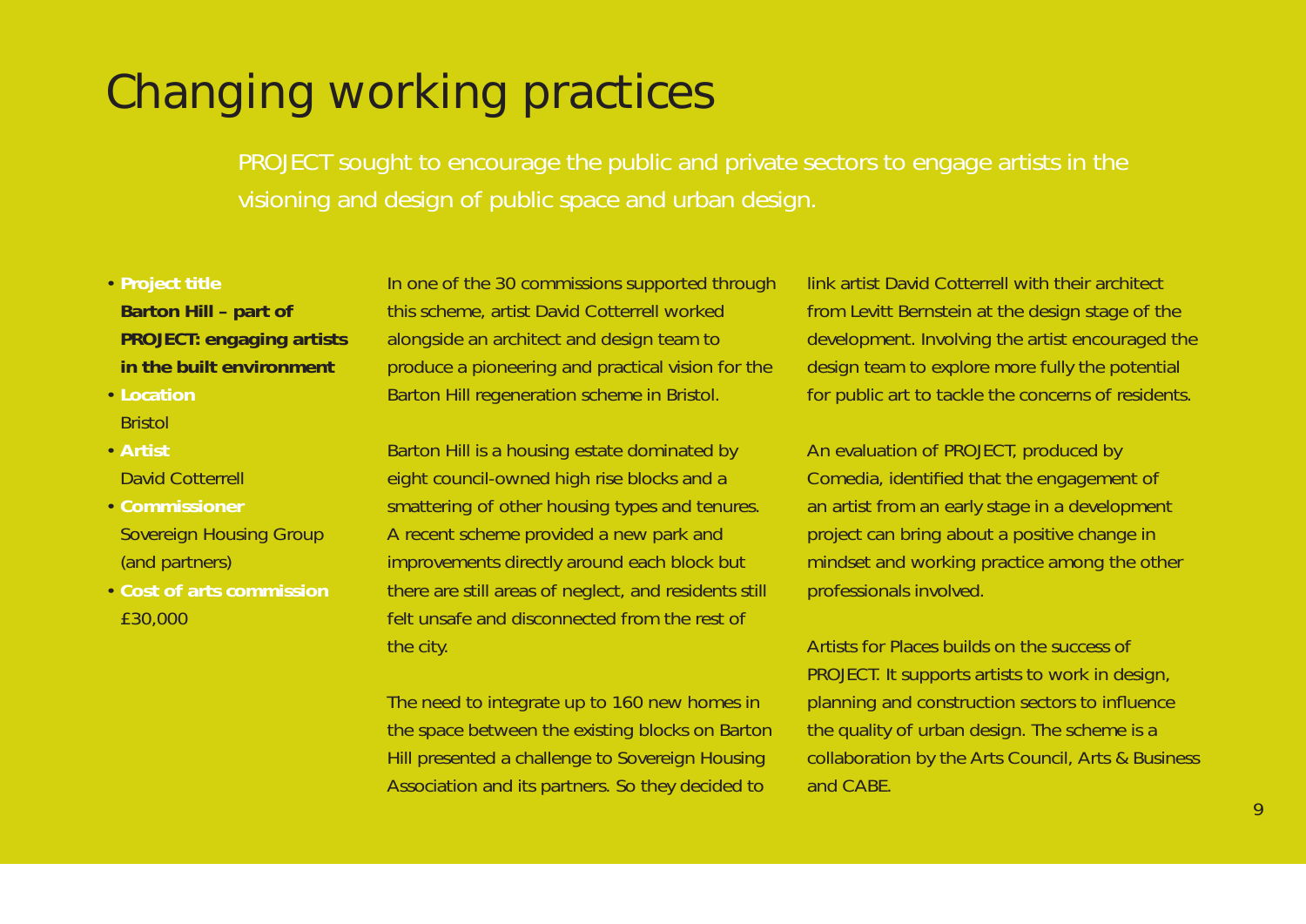# Changing working practices

PROJECT sought to encourage the public and private sectors to engage artists in the visioning and design of public space and urban design.

- **Project title**
  **Barton Hill – part of PROJECT: engaging artists in the built environment**
- **Location**
  Bristol
- **Artist**
  David Cotterrell
- **Commissioner**
  Sovereign Housing Group (and partners)
- **Cost of arts commission**
  £30,000

In one of the 30 commissions supported through this scheme, artist David Cotterrell worked alongside an architect and design team to produce a pioneering and practical vision for the Barton Hill regeneration scheme in Bristol.

Barton Hill is a housing estate dominated by eight council-owned high rise blocks and a smattering of other housing types and tenures. A recent scheme provided a new park and improvements directly around each block but there are still areas of neglect, and residents still felt unsafe and disconnected from the rest of the city.

The need to integrate up to 160 new homes in the space between the existing blocks on Barton Hill presented a challenge to Sovereign Housing Association and its partners. So they decided to link artist David Cotterrell with their architect from Levitt Bernstein at the design stage of the development. Involving the artist encouraged the design team to explore more fully the potential for public art to tackle the concerns of residents.

An evaluation of PROJECT, produced by Comedia, identified that the engagement of an artist from an early stage in a development project can bring about a positive change in mindset and working practice among the other professionals involved.

Artists for Places builds on the success of PROJECT. It supports artists to work in design, planning and construction sectors to influence the quality of urban design. The scheme is a collaboration by the Arts Council, Arts & Business and CABE.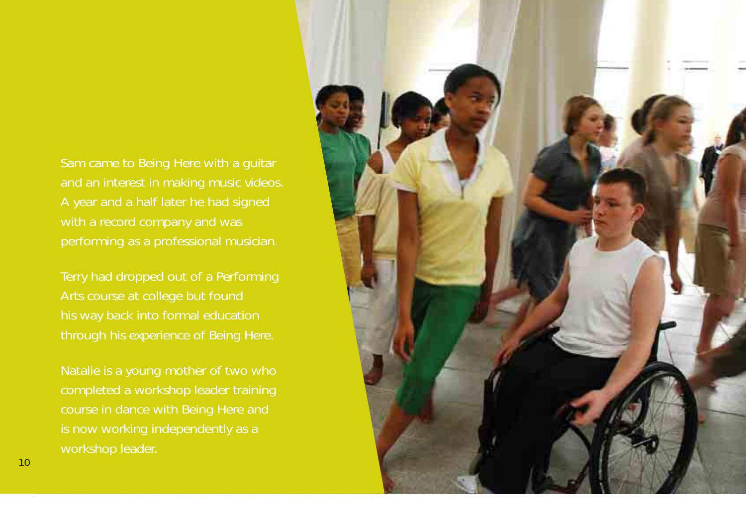Sam came to Being Here with a guitar and an interest in making music videos. A year and a half later he had signed with a record company and was performing as a professional musician.

Terry had dropped out of a Performing Arts course at college but found his way back into formal education through his experience of Being Here.

Natalie is a young mother of two who completed a workshop leader training course in dance with Being Here and is now working independently as a workshop leader.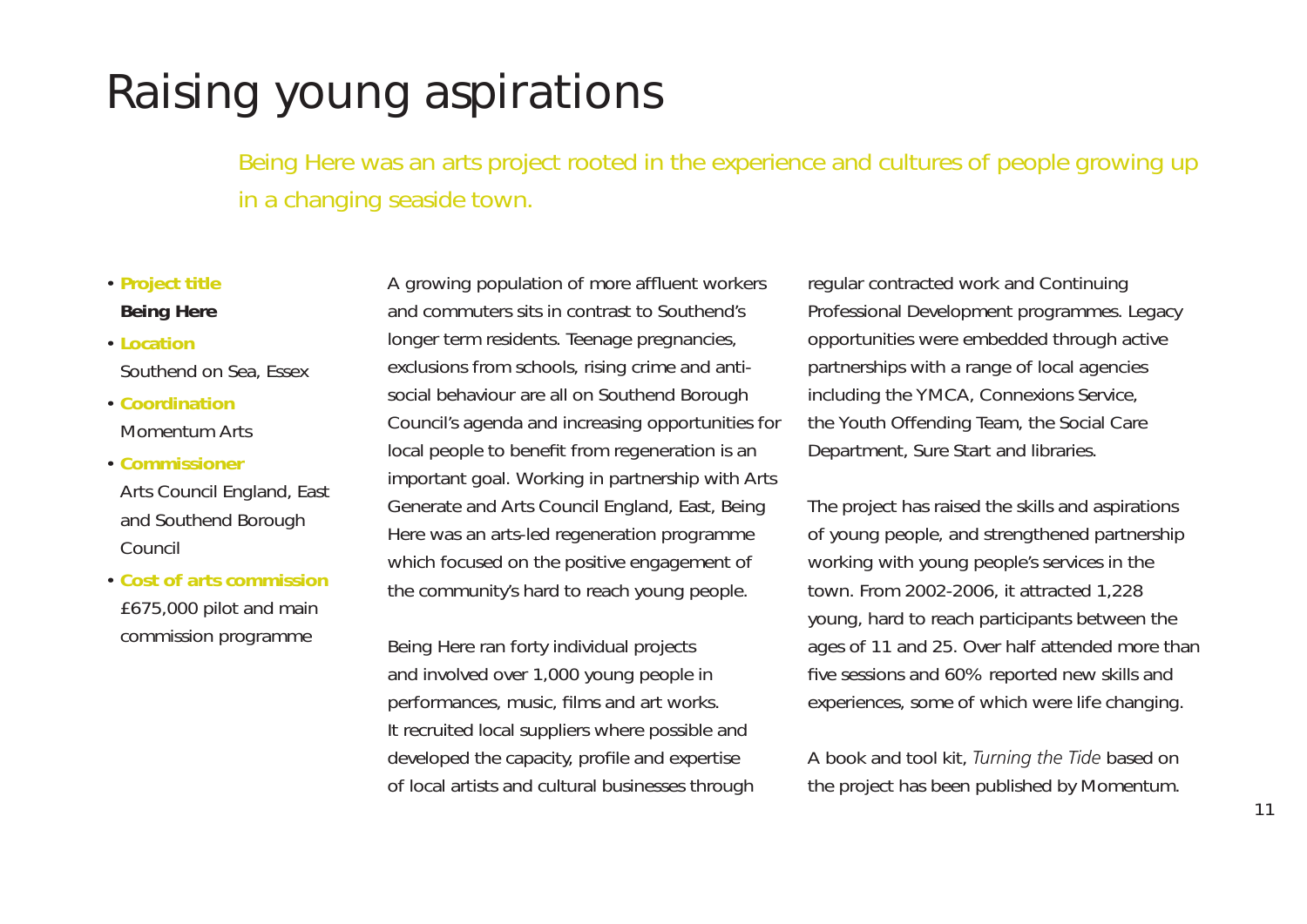# Raising young aspirations

Being Here was an arts project rooted in the experience and cultures of people growing up in a changing seaside town.

- **Project title**
  **Being Here**
- **Location**
  Southend on Sea, Essex
- **Coordination**
  Momentum Arts
- **Commissioner**
  Arts Council England, East and Southend Borough Council
- **Cost of arts commission**
  £675,000 pilot and main commission programme

A growing population of more affluent workers and commuters sits in contrast to Southend's longer term residents. Teenage pregnancies, exclusions from schools, rising crime and anti-social behaviour are all on Southend Borough Council's agenda and increasing opportunities for local people to benefit from regeneration is an important goal. Working in partnership with Arts Generate and Arts Council England, East, Being Here was an arts-led regeneration programme which focused on the positive engagement of the community's hard to reach young people.

Being Here ran forty individual projects and involved over 1,000 young people in performances, music, films and art works. It recruited local suppliers where possible and developed the capacity, profile and expertise of local artists and cultural businesses through regular contracted work and Continuing Professional Development programmes. Legacy opportunities were embedded through active partnerships with a range of local agencies including the YMCA, Connexions Service, the Youth Offending Team, the Social Care Department, Sure Start and libraries.

The project has raised the skills and aspirations of young people, and strengthened partnership working with young people's services in the town. From 2002-2006, it attracted 1,228 young, hard to reach participants between the ages of 11 and 25. Over half attended more than five sessions and 60% reported new skills and experiences, some of which were life changing.

A book and tool kit, *Turning the Tide* based on the project has been published by Momentum.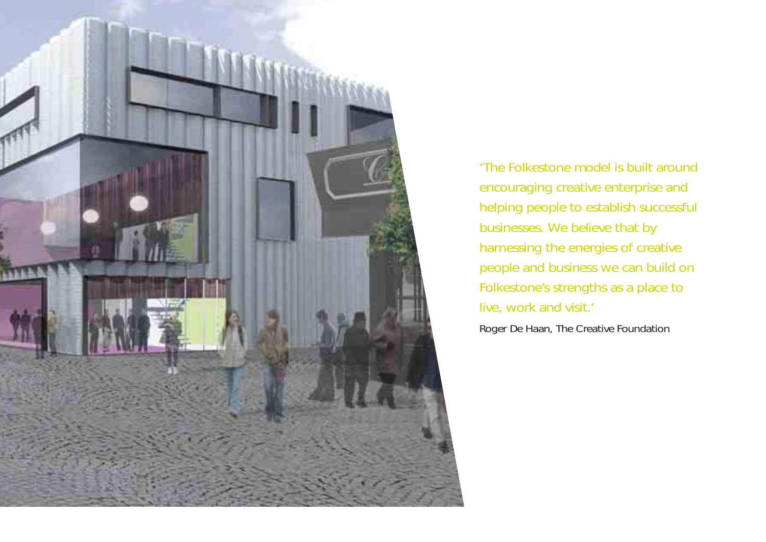'The Folkestone model is built around encouraging creative enterprise and helping people to establish successful businesses. We believe that by harnessing the energies of creative people and business we can build on Folkestone's strengths as a place to live, work and visit.'

Roger De Haan, The Creative Foundation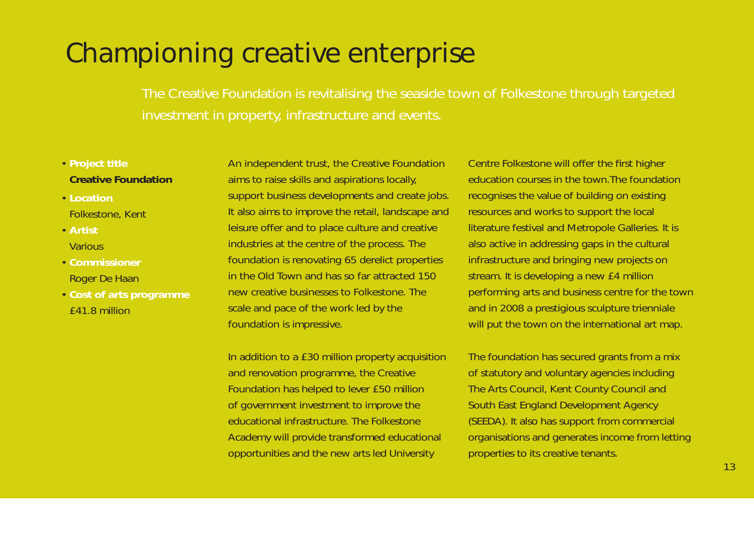# Championing creative enterprise

The Creative Foundation is revitalising the seaside town of Folkestone through targeted investment in property, infrastructure and events.

- **Project title**
  **Creative Foundation**
- **Location**
  Folkestone, Kent
- **Artist**
  Various
- **Commissioner**
  Roger De Haan
- **Cost of arts programme**
  £41.8 million

An independent trust, the Creative Foundation aims to raise skills and aspirations locally, support business developments and create jobs. It also aims to improve the retail, landscape and leisure offer and to place culture and creative industries at the centre of the process. The foundation is renovating 65 derelict properties in the Old Town and has so far attracted 150 new creative businesses to Folkestone. The scale and pace of the work led by the foundation is impressive.

In addition to a £30 million property acquisition and renovation programme, the Creative Foundation has helped to lever £50 million of government investment to improve the educational infrastructure. The Folkestone Academy will provide transformed educational opportunities and the new arts led University Centre Folkestone will offer the first higher education courses in the town.The foundation recognises the value of building on existing resources and works to support the local literature festival and Metropole Galleries. It is also active in addressing gaps in the cultural infrastructure and bringing new projects on stream. It is developing a new £4 million performing arts and business centre for the town and in 2008 a prestigious sculpture triennale will put the town on the international art map.

The foundation has secured grants from a mix of statutory and voluntary agencies including The Arts Council, Kent County Council and South East England Development Agency (SEEDA). It also has support from commercial organisations and generates income from letting properties to its creative tenants.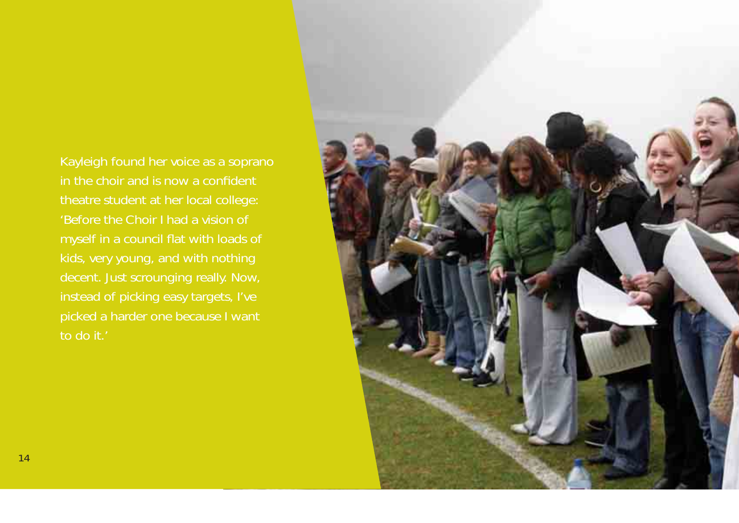Kayleigh found her voice as a soprano in the choir and is now a confident theatre student at her local college: 'Before the Choir I had a vision of myself in a council flat with loads of kids, very young, and with nothing decent. Just scrounging really. Now, instead of picking easy targets, I've picked a harder one because I want to do it.'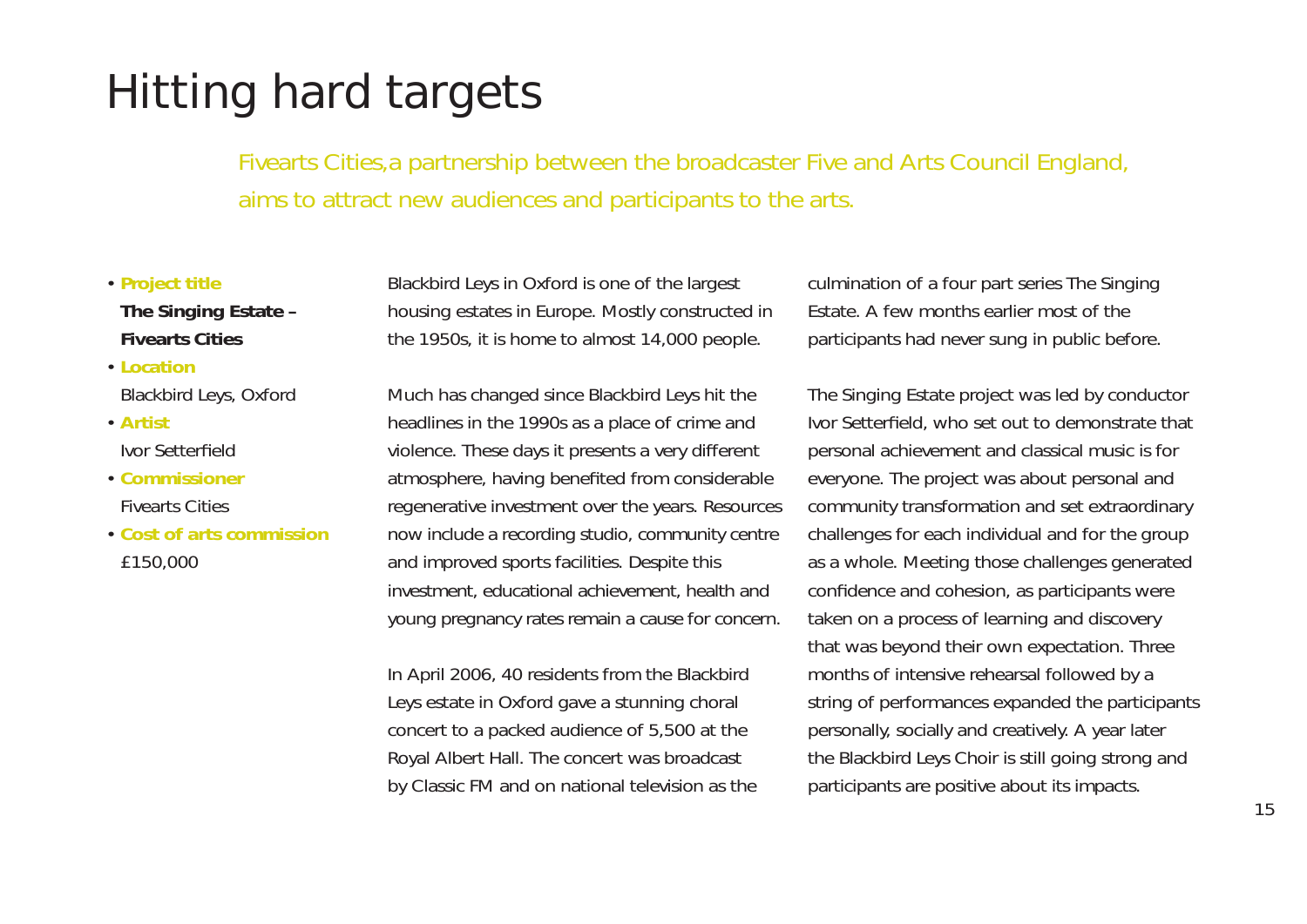# Hitting hard targets

Fivearts Cities,a partnership between the broadcaster Five and Arts Council England, aims to attract new audiences and participants to the arts.

- **Project title**
  **The Singing Estate – Fivearts Cities**
- **Location**
  Blackbird Leys, Oxford
- **Artist**
  Ivor Setterfield
- **Commissioner**
  Fivearts Cities
- **Cost of arts commission**
  £150,000

Blackbird Leys in Oxford is one of the largest housing estates in Europe. Mostly constructed in the 1950s, it is home to almost 14,000 people.

Much has changed since Blackbird Leys hit the headlines in the 1990s as a place of crime and violence. These days it presents a very different atmosphere, having benefited from considerable regenerative investment over the years. Resources now include a recording studio, community centre and improved sports facilities. Despite this investment, educational achievement, health and young pregnancy rates remain a cause for concern.

In April 2006, 40 residents from the Blackbird Leys estate in Oxford gave a stunning choral concert to a packed audience of 5,500 at the Royal Albert Hall. The concert was broadcast by Classic FM and on national television as the culmination of a four part series The Singing Estate. A few months earlier most of the participants had never sung in public before.

The Singing Estate project was led by conductor Ivor Setterfield, who set out to demonstrate that personal achievement and classical music is for everyone. The project was about personal and community transformation and set extraordinary challenges for each individual and for the group as a whole. Meeting those challenges generated confidence and cohesion, as participants were taken on a process of learning and discovery that was beyond their own expectation. Three months of intensive rehearsal followed by a string of performances expanded the participants personally, socially and creatively. A year later the Blackbird Leys Choir is still going strong and participants are positive about its impacts.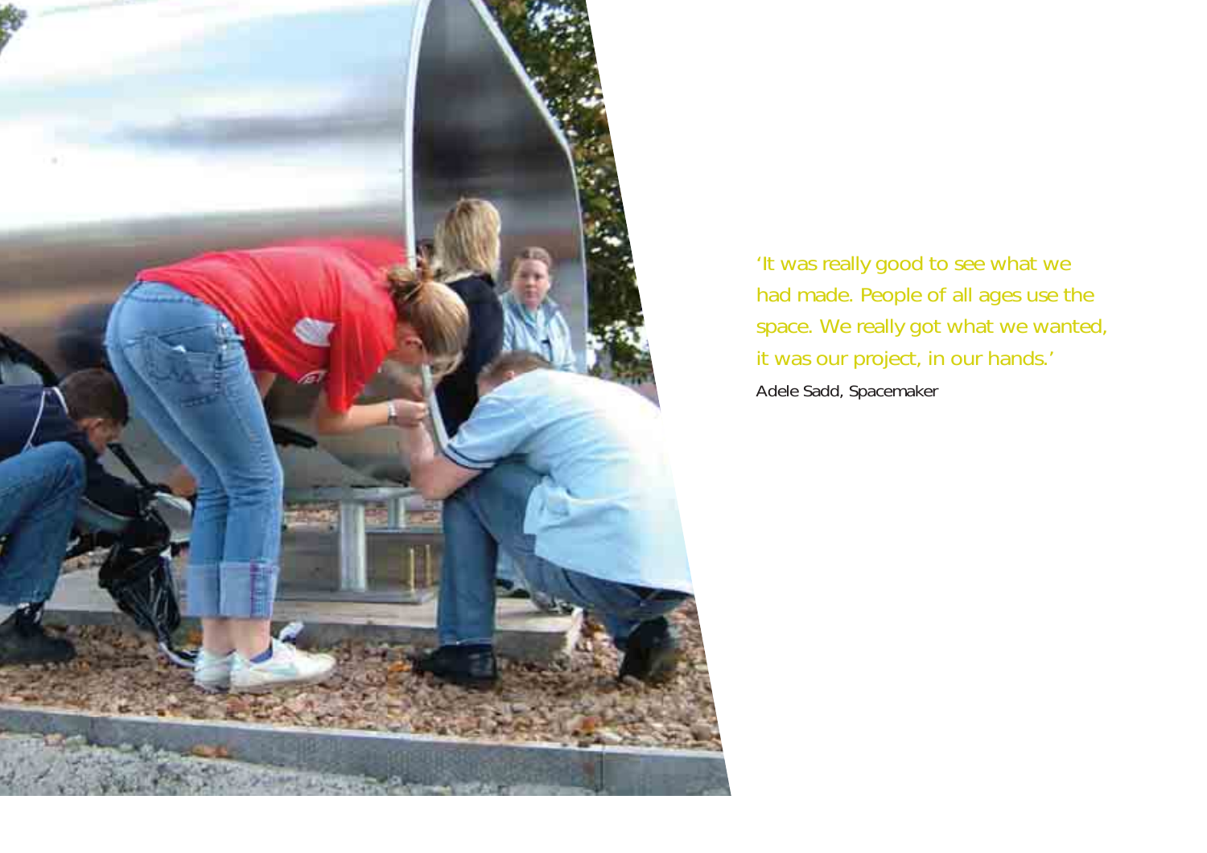'It was really good to see what we had made. People of all ages use the space. We really got what we wanted, it was our project, in our hands.'

Adele Sadd, Spacemaker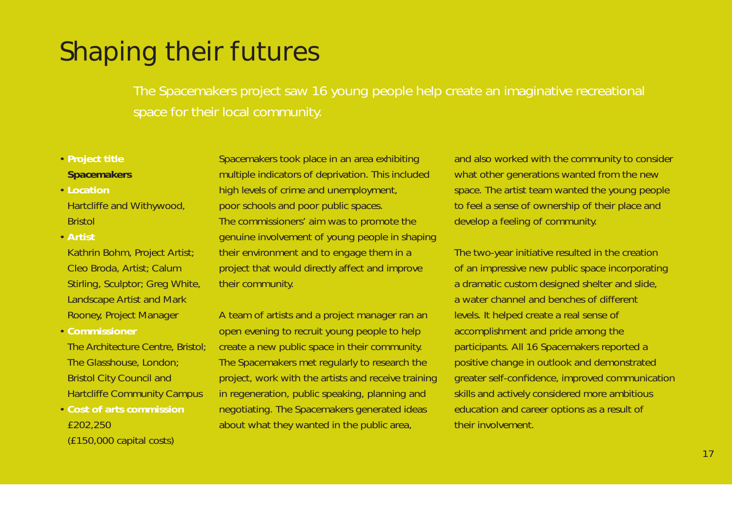# Shaping their futures

The Spacemakers project saw 16 young people help create an imaginative recreational space for their local community.

- **Project title**
  **Spacemakers**
- **Location**
  Hartcliffe and Withywood, Bristol
- **Artist**
  Kathrin Bohm, Project Artist; Cleo Broda, Artist; Calum Stirling, Sculptor; Greg White, Landscape Artist and Mark Rooney, Project Manager
- **Commissioner**
  The Architecture Centre, Bristol; The Glasshouse, London; Bristol City Council and Hartcliffe Community Campus
- **Cost of arts commission**
  £202,250
  (£150,000 capital costs)

Spacemakers took place in an area exhibiting multiple indicators of deprivation. This included high levels of crime and unemployment, poor schools and poor public spaces. The commissioners' aim was to promote the genuine involvement of young people in shaping their environment and to engage them in a project that would directly affect and improve their community.

A team of artists and a project manager ran an open evening to recruit young people to help create a new public space in their community. The Spacemakers met regularly to research the project, work with the artists and receive training in regeneration, public speaking, planning and negotiating. The Spacemakers generated ideas about what they wanted in the public area, and also worked with the community to consider what other generations wanted from the new space. The artist team wanted the young people to feel a sense of ownership of their place and develop a feeling of community.

The two-year initiative resulted in the creation of an impressive new public space incorporating a dramatic custom designed shelter and slide, a water channel and benches of different levels. It helped create a real sense of accomplishment and pride among the participants. All 16 Spacemakers reported a positive change in outlook and demonstrated greater self-confidence, improved communication skills and actively considered more ambitious education and career options as a result of their involvement.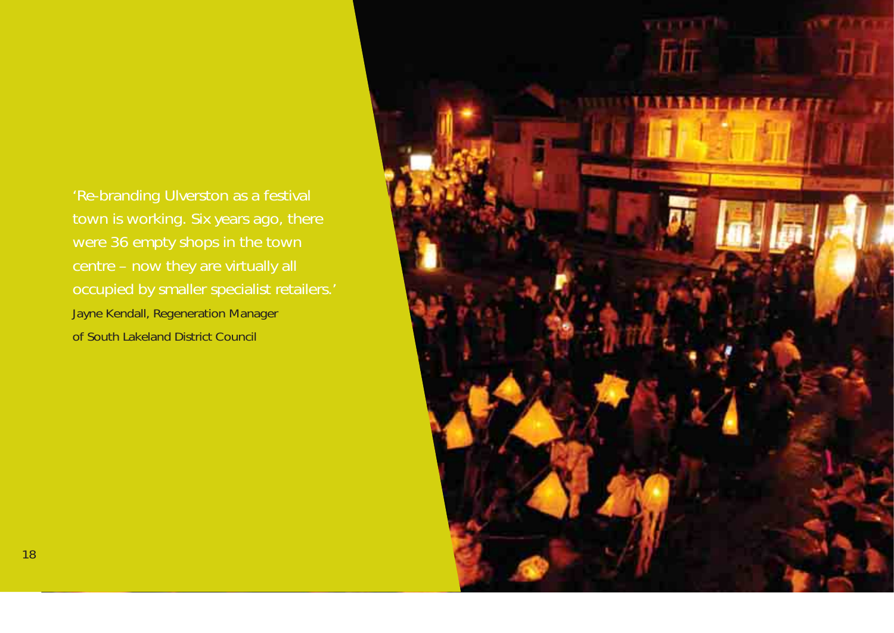'Re-branding Ulverston as a festival town is working. Six years ago, there were 36 empty shops in the town centre – now they are virtually all occupied by smaller specialist retailers.'

Jayne Kendall, Regeneration Manager of South Lakeland District Council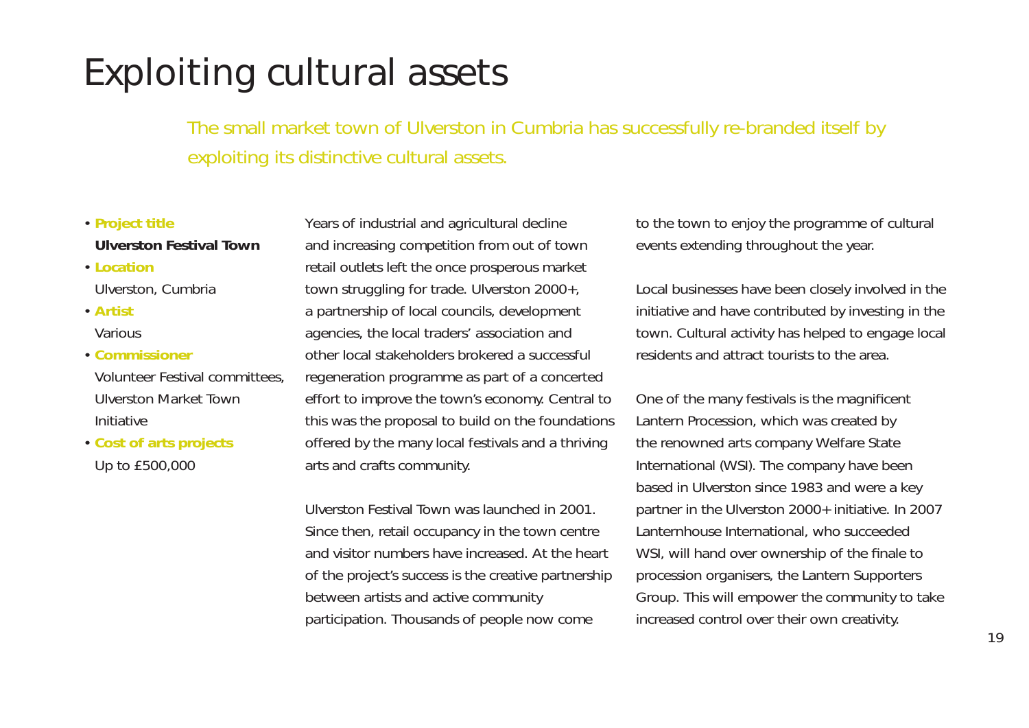# Exploiting cultural assets

The small market town of Ulverston in Cumbria has successfully re-branded itself by exploiting its distinctive cultural assets.

- **Project title**
  **Ulverston Festival Town**
- **Location**
  Ulverston, Cumbria
- **Artist**
  Various
- **Commissioner**
  Volunteer Festival committees, Ulverston Market Town Initiative
- **Cost of arts projects**
  Up to £500,000

Years of industrial and agricultural decline and increasing competition from out of town retail outlets left the once prosperous market town struggling for trade. Ulverston 2000+, a partnership of local councils, development agencies, the local traders' association and other local stakeholders brokered a successful regeneration programme as part of a concerted effort to improve the town's economy. Central to this was the proposal to build on the foundations offered by the many local festivals and a thriving arts and crafts community.

Ulverston Festival Town was launched in 2001. Since then, retail occupancy in the town centre and visitor numbers have increased. At the heart of the project's success is the creative partnership between artists and active community participation. Thousands of people now come to the town to enjoy the programme of cultural events extending throughout the year.

Local businesses have been closely involved in the initiative and have contributed by investing in the town. Cultural activity has helped to engage local residents and attract tourists to the area.

One of the many festivals is the magnificent Lantern Procession, which was created by the renowned arts company Welfare State International (WSI). The company have been based in Ulverston since 1983 and were a key partner in the Ulverston 2000+ initiative. In 2007 Lanternhouse International, who succeeded WSI, will hand over ownership of the finale to procession organisers, the Lantern Supporters Group. This will empower the community to take increased control over their own creativity.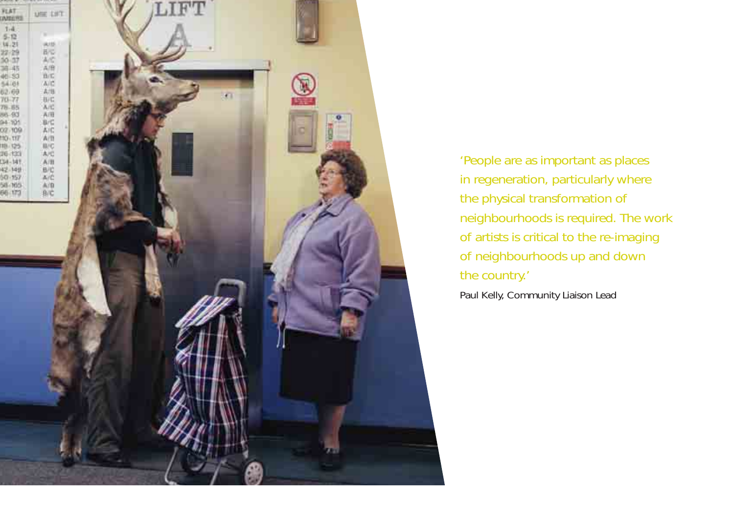'People are as important as places in regeneration, particularly where the physical transformation of neighbourhoods is required. The work of artists is critical to the re-imaging of neighbourhoods up and down the country.'

Paul Kelly, Community Liaison Lead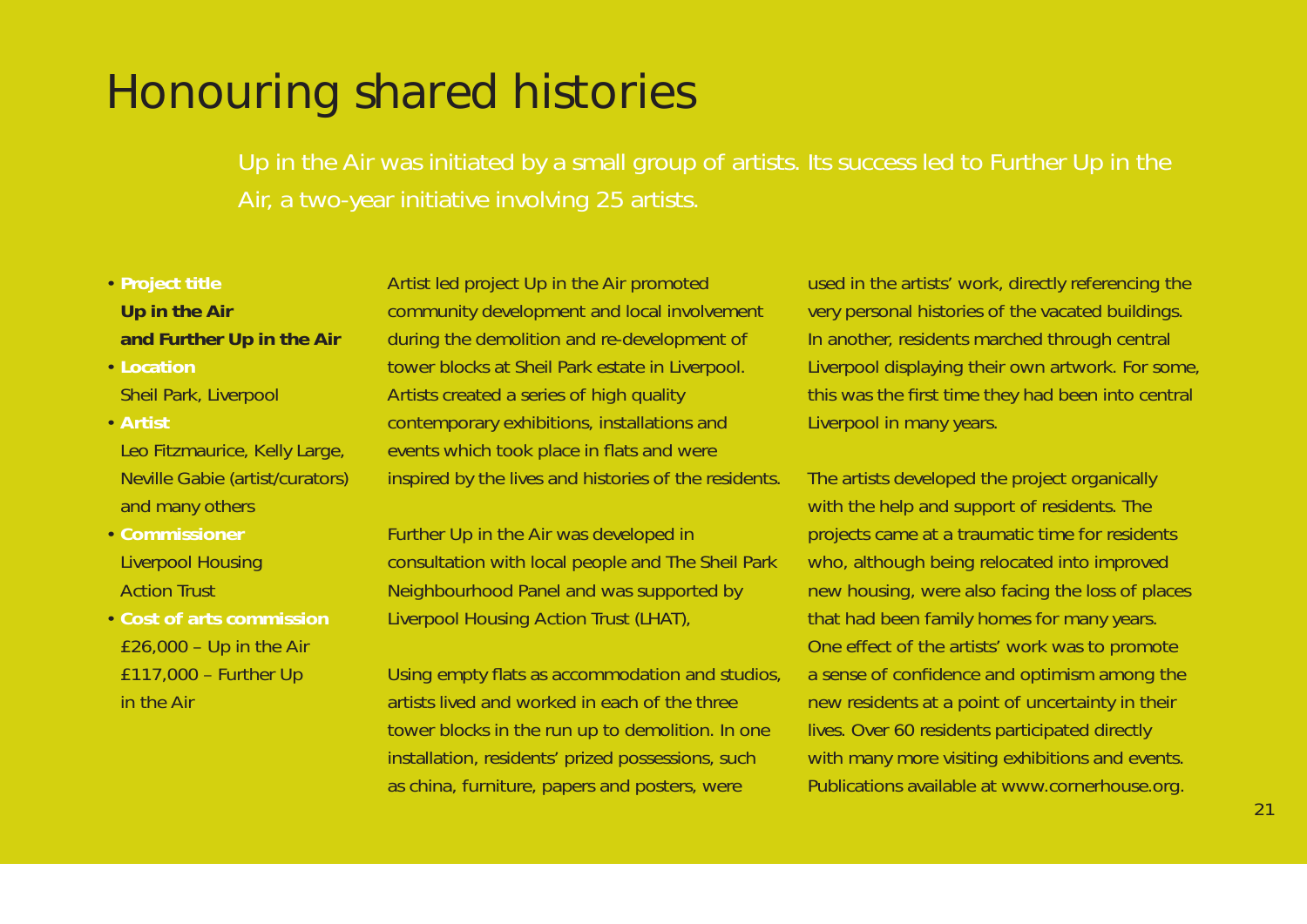# Honouring shared histories

Up in the Air was initiated by a small group of artists. Its success led to Further Up in the Air, a two-year initiative involving 25 artists.

- **Project title**
  **Up in the Air and Further Up in the Air**
- **Location**
  Sheil Park, Liverpool
- **Artist**
  Leo Fitzmaurice, Kelly Large, Neville Gabie (artist/curators) and many others
- **Commissioner**
  Liverpool Housing Action Trust
- **Cost of arts commission**
  £26,000 – Up in the Air
  £117,000 – Further Up in the Air

Artist led project Up in the Air promoted community development and local involvement during the demolition and re-development of tower blocks at Sheil Park estate in Liverpool. Artists created a series of high quality contemporary exhibitions, installations and events which took place in flats and were inspired by the lives and histories of the residents.

Further Up in the Air was developed in consultation with local people and The Sheil Park Neighbourhood Panel and was supported by Liverpool Housing Action Trust (LHAT),

Using empty flats as accommodation and studios, artists lived and worked in each of the three tower blocks in the run up to demolition. In one installation, residents' prized possessions, such as china, furniture, papers and posters, were used in the artists' work, directly referencing the very personal histories of the vacated buildings. In another, residents marched through central Liverpool displaying their own artwork. For some, this was the first time they had been into central Liverpool in many years.

The artists developed the project organically with the help and support of residents. The projects came at a traumatic time for residents who, although being relocated into improved new housing, were also facing the loss of places that had been family homes for many years. One effect of the artists' work was to promote a sense of confidence and optimism among the new residents at a point of uncertainty in their lives. Over 60 residents participated directly with many more visiting exhibitions and events. Publications available at www.cornerhouse.org.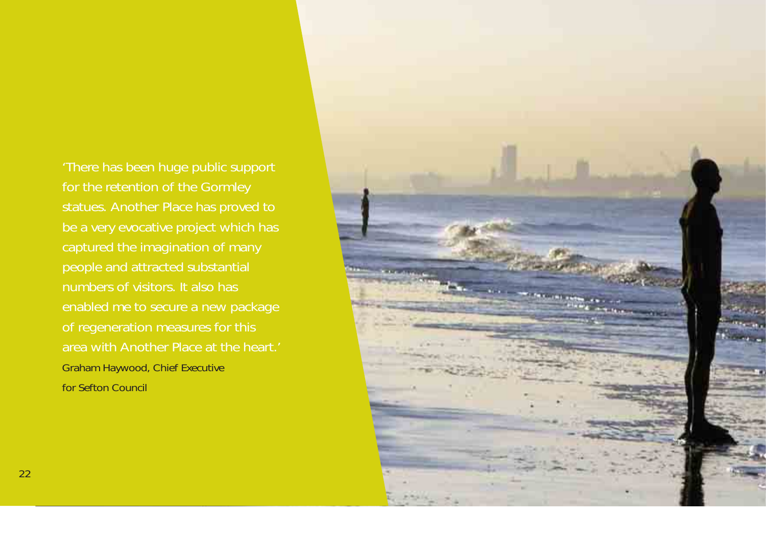'There has been huge public support for the retention of the Gormley statues. Another Place has proved to be a very evocative project which has captured the imagination of many people and attracted substantial numbers of visitors. It also has enabled me to secure a new package of regeneration measures for this area with Another Place at the heart.'

Graham Haywood, Chief Executive for Sefton Council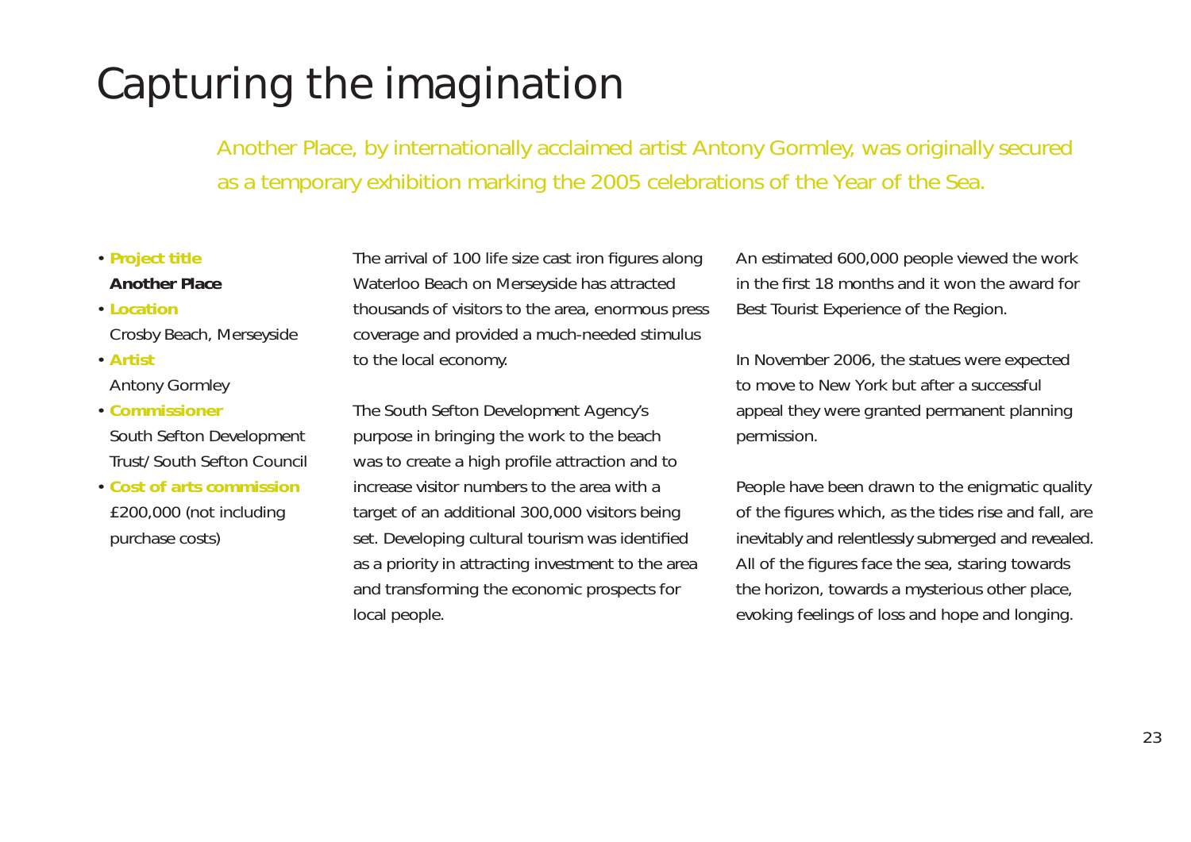# Capturing the imagination

Another Place, by internationally acclaimed artist Antony Gormley, was originally secured as a temporary exhibition marking the 2005 celebrations of the Year of the Sea.

- **Project title**
  **Another Place**
- **Location**
  Crosby Beach, Merseyside
- **Artist**
  Antony Gormley
- **Commissioner**
  South Sefton Development Trust/ South Sefton Council
- **Cost of arts commission**
  £200,000 (not including purchase costs)

The arrival of 100 life size cast iron figures along Waterloo Beach on Merseyside has attracted thousands of visitors to the area, enormous press coverage and provided a much-needed stimulus to the local economy.

The South Sefton Development Agency's purpose in bringing the work to the beach was to create a high profile attraction and to increase visitor numbers to the area with a target of an additional 300,000 visitors being set. Developing cultural tourism was identified as a priority in attracting investment to the area and transforming the economic prospects for local people.

An estimated 600,000 people viewed the work in the first 18 months and it won the award for Best Tourist Experience of the Region.

In November 2006, the statues were expected to move to New York but after a successful appeal they were granted permanent planning permission.

People have been drawn to the enigmatic quality of the figures which, as the tides rise and fall, are inevitably and relentlessly submerged and revealed. All of the figures face the sea, staring towards the horizon, towards a mysterious other place, evoking feelings of loss and hope and longing.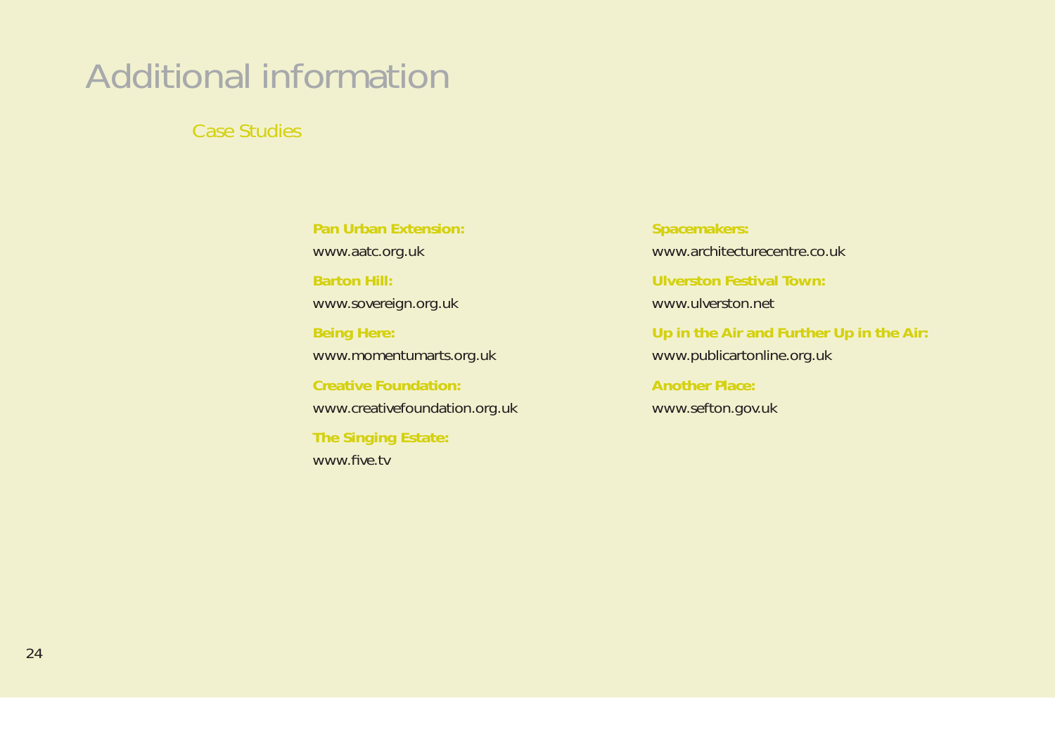# Additional information

## Case Studies

**Pan Urban Extension:**
www.aatc.org.uk

**Barton Hill:**
www.sovereign.org.uk

**Being Here:**
www.momentumarts.org.uk

**Creative Foundation:**
www.creativefoundation.org.uk

**The Singing Estate:**
www.five.tv

**Spacemakers:**
www.architecturecentre.co.uk

**Ulverston Festival Town:**
www.ulverston.net

**Up in the Air and Further Up in the Air:**
www.publicartonline.org.uk

**Another Place:**
www.sefton.gov.uk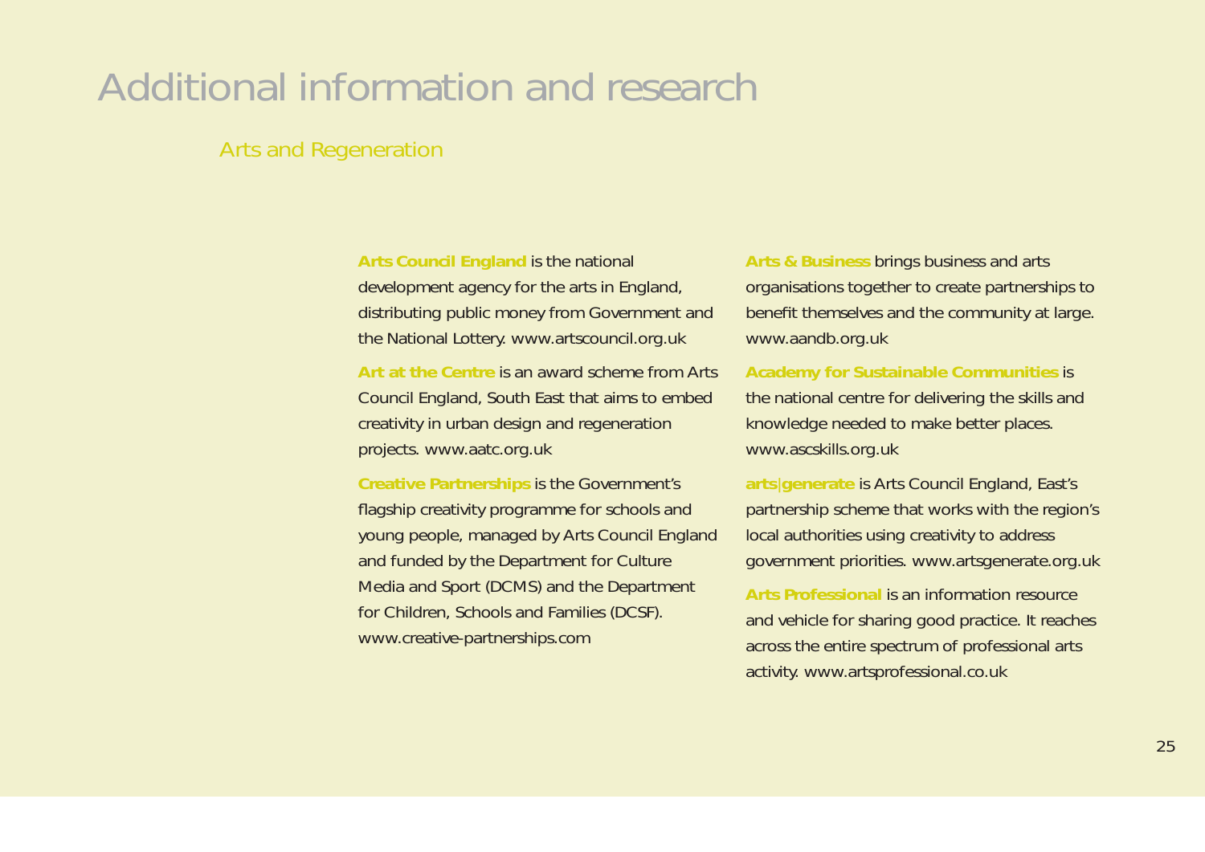# Additional information and research

## Arts and Regeneration

**Arts Council England** is the national development agency for the arts in England, distributing public money from Government and the National Lottery. www.artscouncil.org.uk

**Art at the Centre** is an award scheme from Arts Council England, South East that aims to embed creativity in urban design and regeneration projects. www.aatc.org.uk

**Creative Partnerships** is the Government's flagship creativity programme for schools and young people, managed by Arts Council England and funded by the Department for Culture Media and Sport (DCMS) and the Department for Children, Schools and Families (DCSF). www.creative-partnerships.com

**Arts & Business** brings business and arts organisations together to create partnerships to benefit themselves and the community at large. www.aandb.org.uk

**Academy for Sustainable Communities** is the national centre for delivering the skills and knowledge needed to make better places. www.ascskills.org.uk

**arts|generate** is Arts Council England, East's partnership scheme that works with the region's local authorities using creativity to address government priorities. www.artsgenerate.org.uk

**Arts Professional** is an information resource and vehicle for sharing good practice. It reaches across the entire spectrum of professional arts activity. www.artsprofessional.co.uk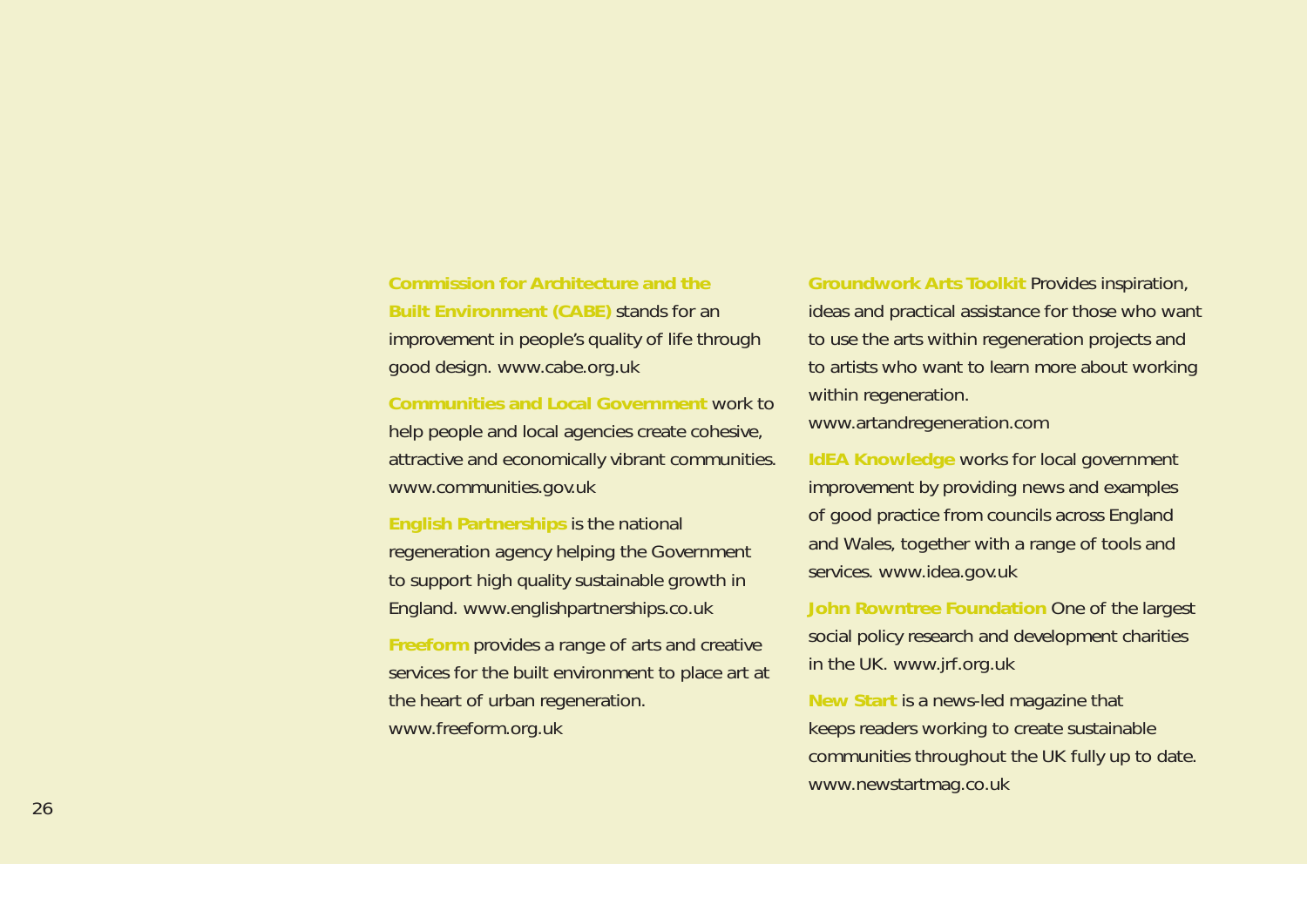**Commission for Architecture and the Built Environment (CABE)** stands for an improvement in people's quality of life through good design. www.cabe.org.uk

**Communities and Local Government** work to help people and local agencies create cohesive, attractive and economically vibrant communities. www.communities.gov.uk

**English Partnerships** is the national regeneration agency helping the Government to support high quality sustainable growth in England. www.englishpartnerships.co.uk

**Freeform** provides a range of arts and creative services for the built environment to place art at the heart of urban regeneration. www.freeform.org.uk

**Groundwork Arts Toolkit** Provides inspiration, ideas and practical assistance for those who want to use the arts within regeneration projects and to artists who want to learn more about working within regeneration. www.artandregeneration.com

**IdEA Knowledge** works for local government improvement by providing news and examples of good practice from councils across England and Wales, together with a range of tools and services. www.idea.gov.uk

**John Rowntree Foundation** One of the largest social policy research and development charities in the UK. www.jrf.org.uk

**New Start** is a news-led magazine that keeps readers working to create sustainable communities throughout the UK fully up to date. www.newstartmag.co.uk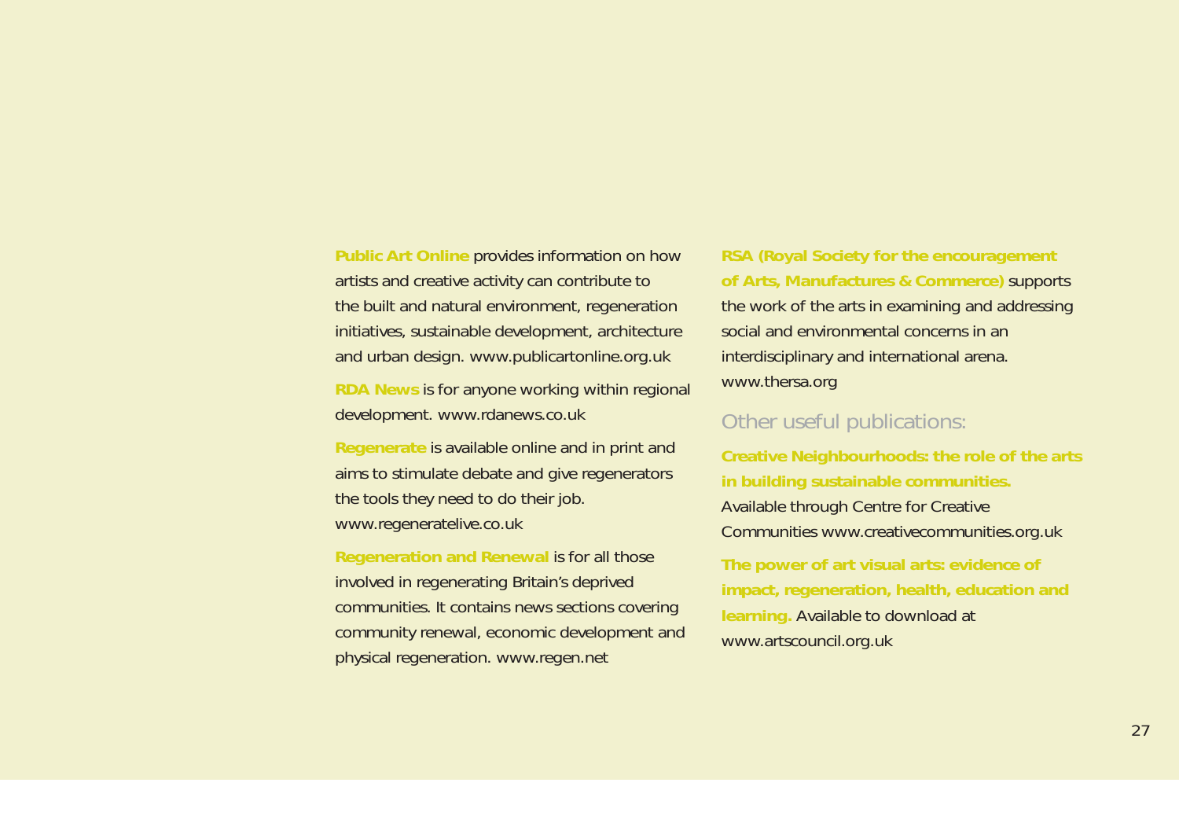**Public Art Online** provides information on how artists and creative activity can contribute to the built and natural environment, regeneration initiatives, sustainable development, architecture and urban design. www.publicartonline.org.uk

**RDA News** is for anyone working within regional development. www.rdanews.co.uk

**Regenerate** is available online and in print and aims to stimulate debate and give regenerators the tools they need to do their job. www.regeneratelive.co.uk

**Regeneration and Renewal** is for all those involved in regenerating Britain's deprived communities. It contains news sections covering community renewal, economic development and physical regeneration. www.regen.net

**RSA (Royal Society for the encouragement of Arts, Manufactures & Commerce)** supports the work of the arts in examining and addressing social and environmental concerns in an interdisciplinary and international arena. www.thersa.org

## Other useful publications:

**Creative Neighbourhoods: the role of the arts in building sustainable communities.** Available through Centre for Creative Communities www.creativecommunities.org.uk

**The power of art visual arts: evidence of impact, regeneration, health, education and learning.** Available to download at www.artscouncil.org.uk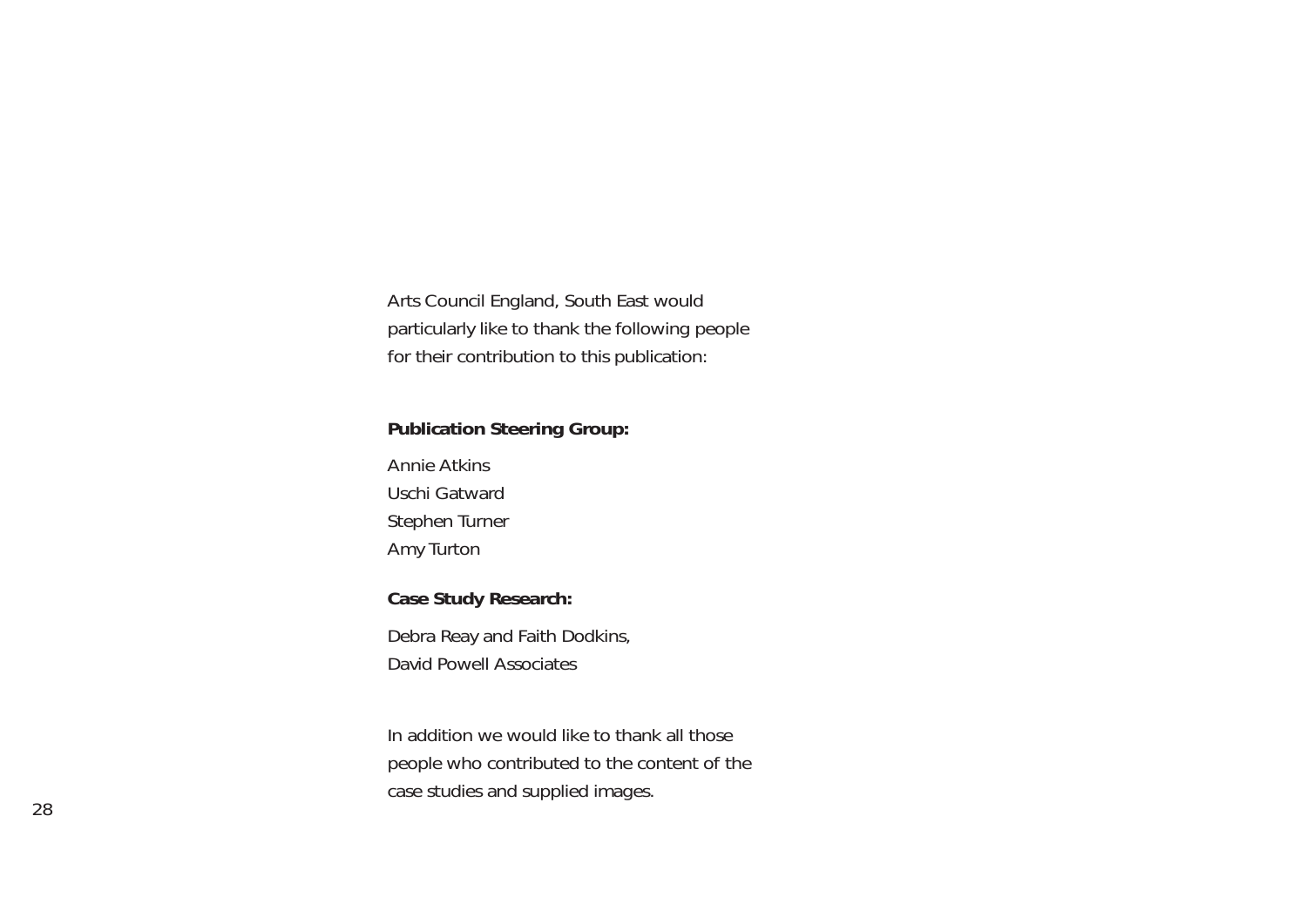Arts Council England, South East would particularly like to thank the following people for their contribution to this publication:

**Publication Steering Group:**

Annie Atkins
Uschi Gatward
Stephen Turner
Amy Turton

**Case Study Research:**

Debra Reay and Faith Dodkins,
David Powell Associates

In addition we would like to thank all those people who contributed to the content of the case studies and supplied images.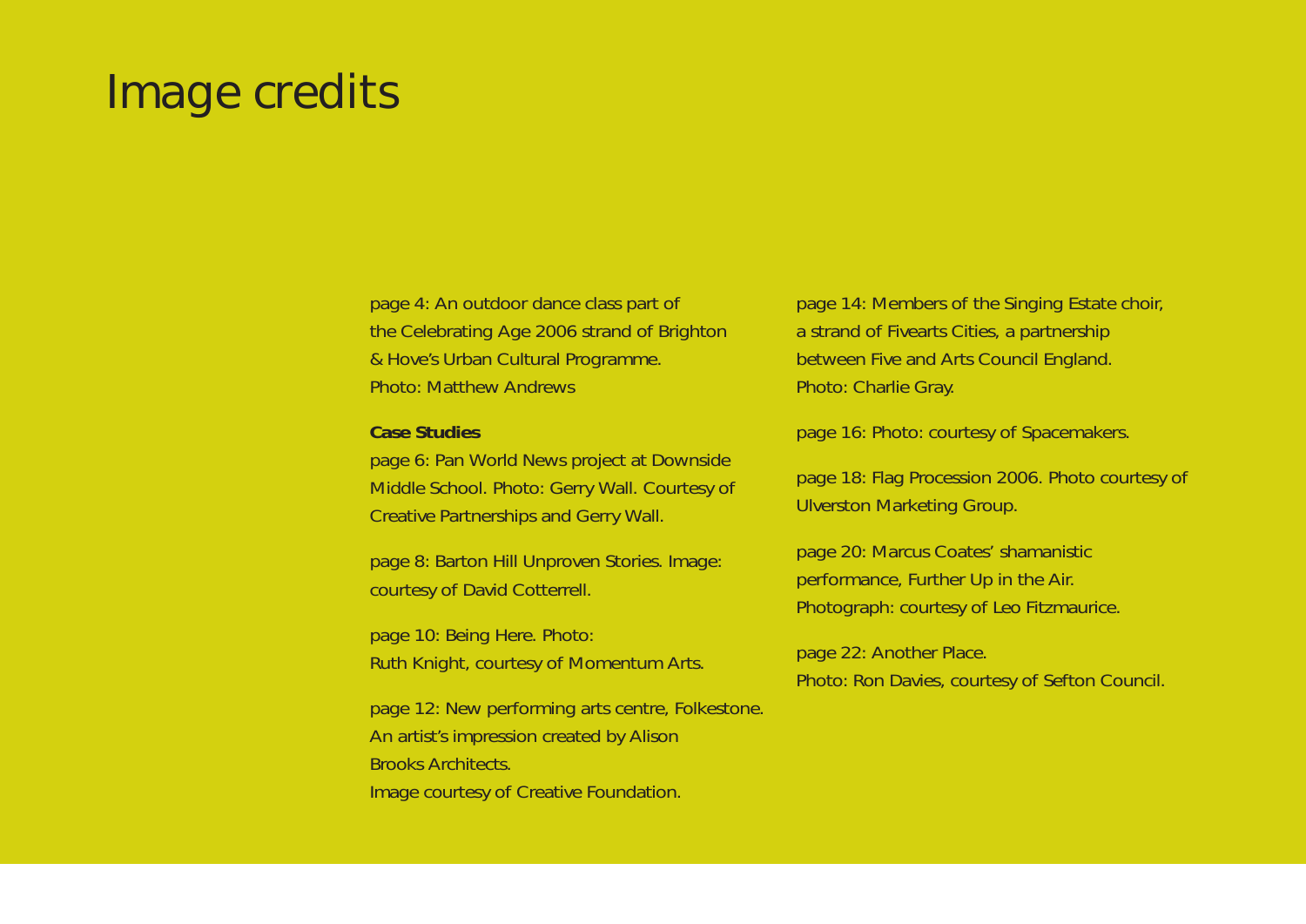# Image credits

page 4: An outdoor dance class part of the Celebrating Age 2006 strand of Brighton & Hove's Urban Cultural Programme. Photo: Matthew Andrews

**Case Studies**

page 6: Pan World News project at Downside Middle School. Photo: Gerry Wall. Courtesy of Creative Partnerships and Gerry Wall.

page 8: Barton Hill Unproven Stories. Image: courtesy of David Cotterrell.

page 10: Being Here. Photo: Ruth Knight, courtesy of Momentum Arts.

page 12: New performing arts centre, Folkestone. An artist's impression created by Alison Brooks Architects. Image courtesy of Creative Foundation.

page 14: Members of the Singing Estate choir, a strand of Fivearts Cities, a partnership between Five and Arts Council England. Photo: Charlie Gray.

page 16: Photo: courtesy of Spacemakers.

page 18: Flag Procession 2006. Photo courtesy of Ulverston Marketing Group.

page 20: Marcus Coates' shamanistic performance, Further Up in the Air. Photograph: courtesy of Leo Fitzmaurice.

page 22: Another Place. Photo: Ron Davies, courtesy of Sefton Council.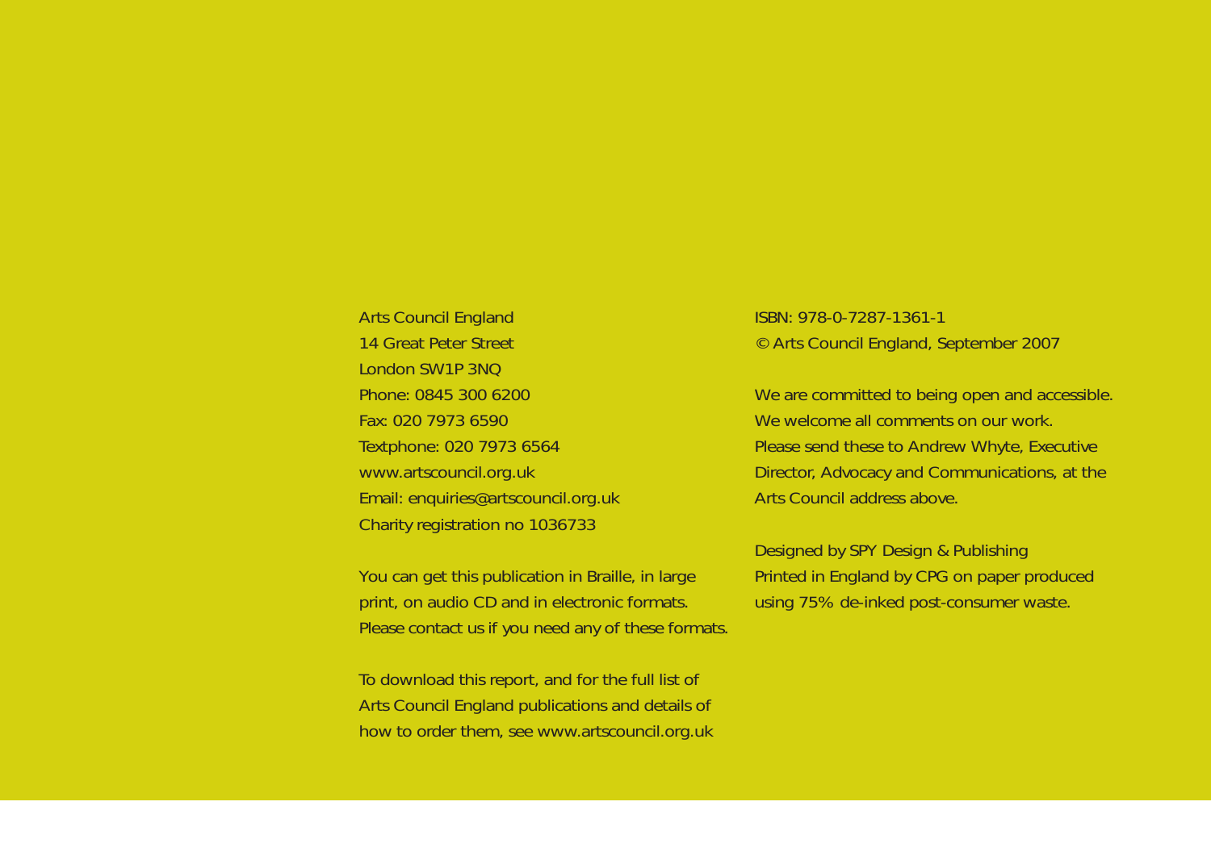Arts Council England
14 Great Peter Street
London SW1P 3NQ
Phone: 0845 300 6200
Fax: 020 7973 6590
Textphone: 020 7973 6564
www.artscouncil.org.uk
Email: enquiries@artscouncil.org.uk
Charity registration no 1036733

You can get this publication in Braille, in large print, on audio CD and in electronic formats. Please contact us if you need any of these formats.

To download this report, and for the full list of Arts Council England publications and details of how to order them, see www.artscouncil.org.uk

ISBN: 978-0-7287-1361-1
© Arts Council England, September 2007

We are committed to being open and accessible. We welcome all comments on our work. Please send these to Andrew Whyte, Executive Director, Advocacy and Communications, at the Arts Council address above.

Designed by SPY Design & Publishing
Printed in England by CPG on paper produced using 75% de-inked post-consumer waste.